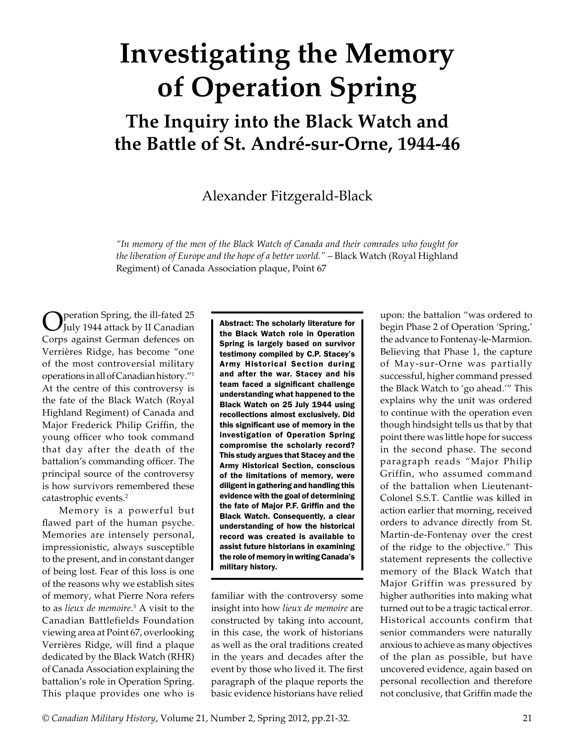# Investigating the Memory of Operation Spring

## The Inquiry into the Black Watch and the Battle of St. André-sur-Orne, 1944-46

Alexander Fitzgerald-Black

*"In memory of the men of the Black Watch of Canada and their comrades who fought for the liberation of Europe and the hope of a better world."* – Black Watch (Royal Highland Regiment) of Canada Association plaque, Point 67

**Abstract: The scholarly literature for the Black Watch role in Operation Spring is largely based on survivor testimony compiled by C.P. Stacey's Army Historical Section during and after the war. Stacey and his team faced a significant challenge understanding what happened to the Black Watch on 25 July 1944 using recollections almost exclusively. Did this significant use of memory in the investigation of Operation Spring compromise the scholarly record? This study argues that Stacey and the Army Historical Section, conscious of the limitations of memory, were diligent in gathering and handling this evidence with the goal of determining the fate of Major P.F. Griffin and the Black Watch. Consequently, a clear understanding of how the historical record was created is available to assist future historians in examining the role of memory in writing Canada's military history.**

Operation Spring, the ill-fated 25 July 1944 attack by II Canadian Corps against German defences on Verrières Ridge, has become "one of the most controversial military operations in all of Canadian history."[1] At the centre of this controversy is the fate of the Black Watch (Royal Highland Regiment) of Canada and Major Frederick Philip Griffin, the young officer who took command that day after the death of the battalion's commanding officer. The principal source of the controversy is how survivors remembered these catastrophic events.[2]

Memory is a powerful but flawed part of the human psyche. Memories are intensely personal, impressionistic, always susceptible to the present, and in constant danger of being lost. Fear of this loss is one of the reasons why we establish sites of memory, what Pierre Nora refers to as *lieux de memoire*.[3] A visit to the Canadian Battlefields Foundation viewing area at Point 67, overlooking Verrières Ridge, will find a plaque dedicated by the Black Watch (RHR) of Canada Association explaining the battalion's role in Operation Spring. This plaque provides one who is familiar with the controversy some insight into how *lieux de memoire* are constructed by taking into account, in this case, the work of historians as well as the oral traditions created in the years and decades after the event by those who lived it. The first paragraph of the plaque reports the basic evidence historians have relied upon: the battalion "was ordered to begin Phase 2 of Operation 'Spring,' the advance to Fontenay-le-Marmion. Believing that Phase 1, the capture of May-sur-Orne was partially successful, higher command pressed the Black Watch to 'go ahead.'" This explains why the unit was ordered to continue with the operation even though hindsight tells us that by that point there was little hope for success in the second phase. The second paragraph reads "Major Philip Griffin, who assumed command of the battalion when Lieutenant-Colonel S.S.T. Cantlie was killed in action earlier that morning, received orders to advance directly from St. Martin-de-Fontenay over the crest of the ridge to the objective." This statement represents the collective memory of the Black Watch that Major Griffin was pressured by higher authorities into making what turned out to be a tragic tactical error. Historical accounts confirm that senior commanders were naturally anxious to achieve as many objectives of the plan as possible, but have uncovered evidence, again based on personal recollection and therefore not conclusive, that Griffin made the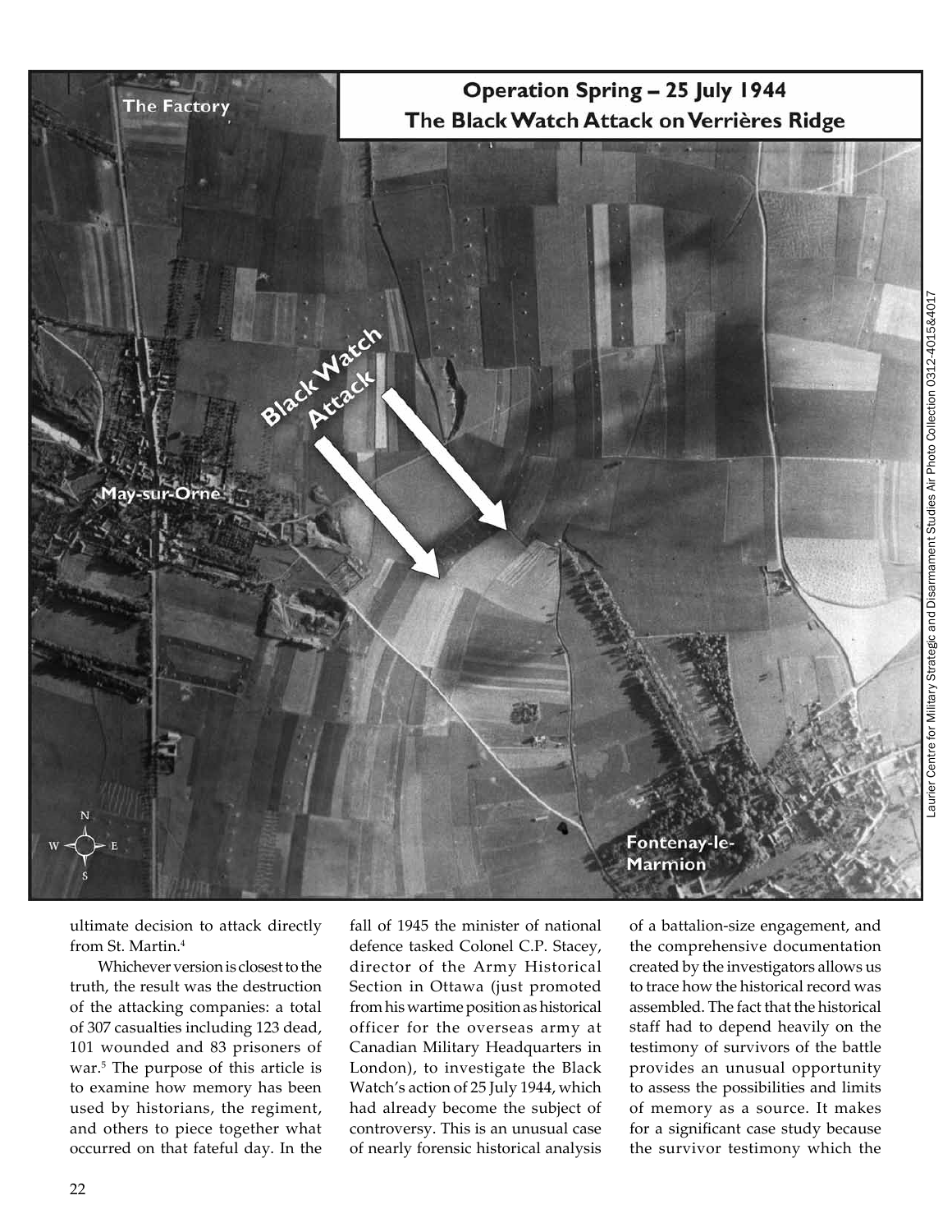ultimate decision to attack directly from St. Martin.[4]

Whichever version is closest to the truth, the result was the destruction of the attacking companies: a total of 307 casualties including 123 dead, 101 wounded and 83 prisoners of war.[5] The purpose of this article is to examine how memory has been used by historians, the regiment, and others to piece together what occurred on that fateful day. In the fall of 1945 the minister of national defence tasked Colonel C.P. Stacey, director of the Army Historical Section in Ottawa (just promoted from his wartime position as historical officer for the overseas army at Canadian Military Headquarters in London), to investigate the Black Watch's action of 25 July 1944, which had already become the subject of controversy. This is an unusual case of nearly forensic historical analysis of a battalion-size engagement, and the comprehensive documentation created by the investigators allows us to trace how the historical record was assembled. The fact that the historical staff had to depend heavily on the testimony of survivors of the battle provides an unusual opportunity to assess the possibilities and limits of memory as a source. It makes for a significant case study because the survivor testimony which the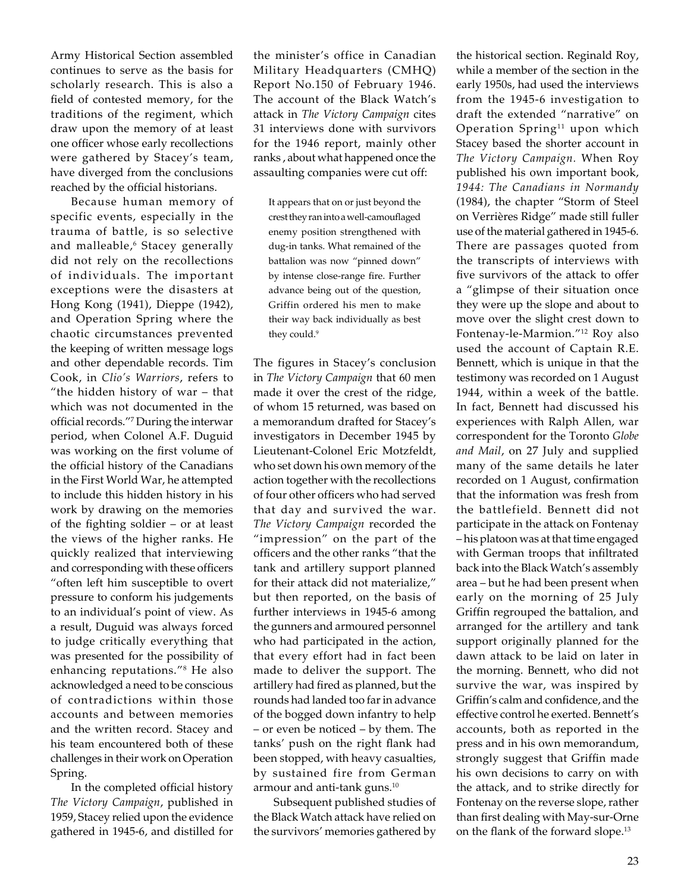Army Historical Section assembled continues to serve as the basis for scholarly research. This is also a field of contested memory, for the traditions of the regiment, which draw upon the memory of at least one officer whose early recollections were gathered by Stacey's team, have diverged from the conclusions reached by the official historians.

Because human memory of specific events, especially in the trauma of battle, is so selective and malleable,[6] Stacey generally did not rely on the recollections of individuals. The important exceptions were the disasters at Hong Kong (1941), Dieppe (1942), and Operation Spring where the chaotic circumstances prevented the keeping of written message logs and other dependable records. Tim Cook, in *Clio's Warriors*, refers to "the hidden history of war – that which was not documented in the official records."[7] During the interwar period, when Colonel A.F. Duguid was working on the first volume of the official history of the Canadians in the First World War, he attempted to include this hidden history in his work by drawing on the memories of the fighting soldier – or at least the views of the higher ranks. He quickly realized that interviewing and corresponding with these officers "often left him susceptible to overt pressure to conform his judgements to an individual's point of view. As a result, Duguid was always forced to judge critically everything that was presented for the possibility of enhancing reputations."[8] He also acknowledged a need to be conscious of contradictions within those accounts and between memories and the written record. Stacey and his team encountered both of these challenges in their work on Operation Spring.

In the completed official history *The Victory Campaign*, published in 1959, Stacey relied upon the evidence gathered in 1945-6, and distilled for the minister's office in Canadian Military Headquarters (CMHQ) Report No.150 of February 1946. The account of the Black Watch's attack in *The Victory Campaign* cites 31 interviews done with survivors for the 1946 report, mainly other ranks , about what happened once the assaulting companies were cut off:

> It appears that on or just beyond the crest they ran into a well-camouflaged enemy position strengthened with dug-in tanks. What remained of the battalion was now "pinned down" by intense close-range fire. Further advance being out of the question, Griffin ordered his men to make their way back individually as best they could.[9]

The figures in Stacey's conclusion in *The Victory Campaign* that 60 men made it over the crest of the ridge, of whom 15 returned, was based on a memorandum drafted for Stacey's investigators in December 1945 by Lieutenant-Colonel Eric Motzfeldt, who set down his own memory of the action together with the recollections of four other officers who had served that day and survived the war. *The Victory Campaign* recorded the "impression" on the part of the officers and the other ranks "that the tank and artillery support planned for their attack did not materialize," but then reported, on the basis of further interviews in 1945-6 among the gunners and armoured personnel who had participated in the action, that every effort had in fact been made to deliver the support. The artillery had fired as planned, but the rounds had landed too far in advance of the bogged down infantry to help – or even be noticed – by them. The tanks' push on the right flank had been stopped, with heavy casualties, by sustained fire from German armour and anti-tank guns.[10]

Subsequent published studies of the Black Watch attack have relied on the survivors' memories gathered by the historical section. Reginald Roy, while a member of the section in the early 1950s, had used the interviews from the 1945-6 investigation to draft the extended "narrative" on Operation Spring[11] upon which Stacey based the shorter account in *The Victory Campaign.* When Roy published his own important book, *1944: The Canadians in Normandy* (1984), the chapter "Storm of Steel on Verrières Ridge" made still fuller use of the material gathered in 1945-6. There are passages quoted from the transcripts of interviews with five survivors of the attack to offer a "glimpse of their situation once they were up the slope and about to move over the slight crest down to Fontenay-le-Marmion."[12] Roy also used the account of Captain R.E. Bennett, which is unique in that the testimony was recorded on 1 August 1944, within a week of the battle. In fact, Bennett had discussed his experiences with Ralph Allen, war correspondent for the Toronto *Globe and Mail*, on 27 July and supplied many of the same details he later recorded on 1 August, confirmation that the information was fresh from the battlefield. Bennett did not participate in the attack on Fontenay – his platoon was at that time engaged with German troops that infiltrated back into the Black Watch's assembly area – but he had been present when early on the morning of 25 July Griffin regrouped the battalion, and arranged for the artillery and tank support originally planned for the dawn attack to be laid on later in the morning. Bennett, who did not survive the war, was inspired by Griffin's calm and confidence, and the effective control he exerted. Bennett's accounts, both as reported in the press and in his own memorandum, strongly suggest that Griffin made his own decisions to carry on with the attack, and to strike directly for Fontenay on the reverse slope, rather than first dealing with May-sur-Orne on the flank of the forward slope.[13]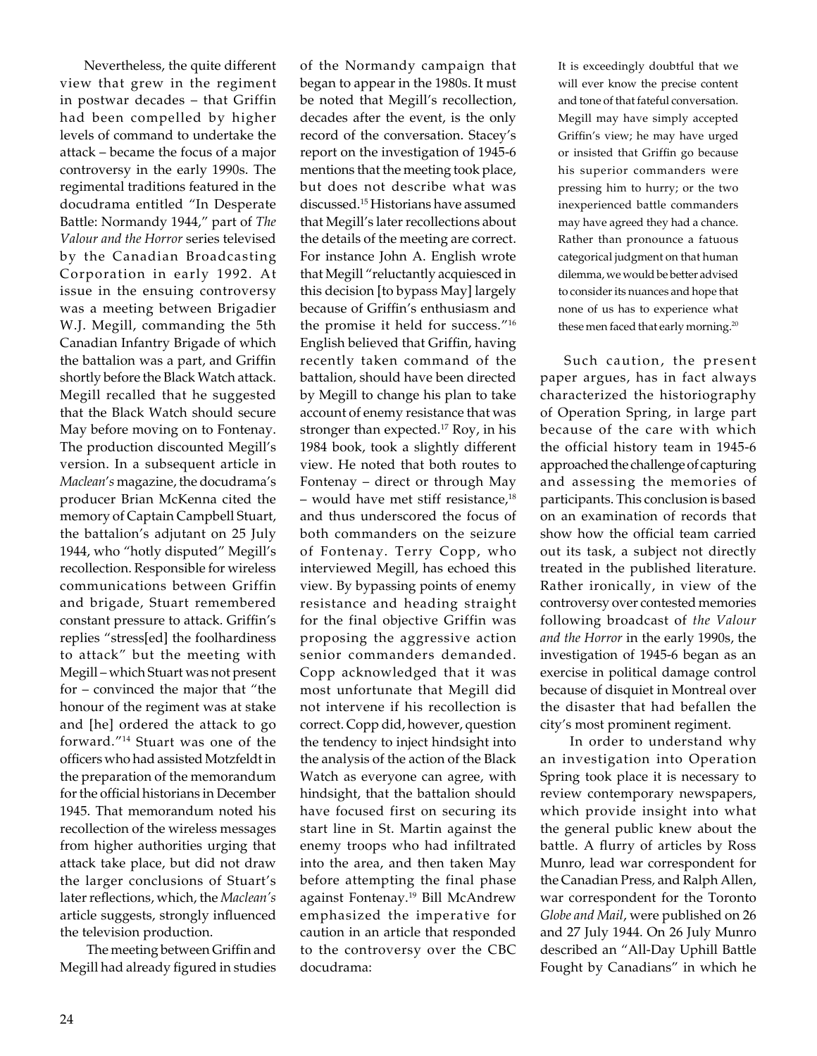Nevertheless, the quite different view that grew in the regiment in postwar decades – that Griffin had been compelled by higher levels of command to undertake the attack – became the focus of a major controversy in the early 1990s. The regimental traditions featured in the docudrama entitled "In Desperate Battle: Normandy 1944," part of *The Valour and the Horror* series televised by the Canadian Broadcasting Corporation in early 1992. At issue in the ensuing controversy was a meeting between Brigadier W.J. Megill, commanding the 5th Canadian Infantry Brigade of which the battalion was a part, and Griffin shortly before the Black Watch attack. Megill recalled that he suggested that the Black Watch should secure May before moving on to Fontenay. The production discounted Megill's version. In a subsequent article in *Maclean's* magazine, the docudrama's producer Brian McKenna cited the memory of Captain Campbell Stuart, the battalion's adjutant on 25 July 1944, who "hotly disputed" Megill's recollection. Responsible for wireless communications between Griffin and brigade, Stuart remembered constant pressure to attack. Griffin's replies "stress[ed] the foolhardiness to attack" but the meeting with Megill – which Stuart was not present for – convinced the major that "the honour of the regiment was at stake and [he] ordered the attack to go forward."[14] Stuart was one of the officers who had assisted Motzfeldt in the preparation of the memorandum for the official historians in December 1945. That memorandum noted his recollection of the wireless messages from higher authorities urging that attack take place, but did not draw the larger conclusions of Stuart's later reflections, which, the *Maclean's* article suggests, strongly influenced the television production.

The meeting between Griffin and Megill had already figured in studies of the Normandy campaign that began to appear in the 1980s. It must be noted that Megill's recollection, decades after the event, is the only record of the conversation. Stacey's report on the investigation of 1945-6 mentions that the meeting took place, but does not describe what was discussed.[15] Historians have assumed that Megill's later recollections about the details of the meeting are correct. For instance John A. English wrote that Megill "reluctantly acquiesced in this decision [to bypass May] largely because of Griffin's enthusiasm and the promise it held for success."[16] English believed that Griffin, having recently taken command of the battalion, should have been directed by Megill to change his plan to take account of enemy resistance that was stronger than expected.[17] Roy, in his 1984 book, took a slightly different view. He noted that both routes to Fontenay – direct or through May – would have met stiff resistance,[18] and thus underscored the focus of both commanders on the seizure of Fontenay. Terry Copp, who interviewed Megill, has echoed this view. By bypassing points of enemy resistance and heading straight for the final objective Griffin was proposing the aggressive action senior commanders demanded. Copp acknowledged that it was most unfortunate that Megill did not intervene if his recollection is correct. Copp did, however, question the tendency to inject hindsight into the analysis of the action of the Black Watch as everyone can agree, with hindsight, that the battalion should have focused first on securing its start line in St. Martin against the enemy troops who had infiltrated into the area, and then taken May before attempting the final phase against Fontenay.[19] Bill McAndrew emphasized the imperative for caution in an article that responded to the controversy over the CBC docudrama:

> It is exceedingly doubtful that we will ever know the precise content and tone of that fateful conversation. Megill may have simply accepted Griffin's view; he may have urged or insisted that Griffin go because his superior commanders were pressing him to hurry; or the two inexperienced battle commanders may have agreed they had a chance. Rather than pronounce a fatuous categorical judgment on that human dilemma, we would be better advised to consider its nuances and hope that none of us has to experience what these men faced that early morning.[20]

Such caution, the present paper argues, has in fact always characterized the historiography of Operation Spring, in large part because of the care with which the official history team in 1945-6 approached the challenge of capturing and assessing the memories of participants. This conclusion is based on an examination of records that show how the official team carried out its task, a subject not directly treated in the published literature. Rather ironically, in view of the controversy over contested memories following broadcast of *the Valour and the Horror* in the early 1990s, the investigation of 1945-6 began as an exercise in political damage control because of disquiet in Montreal over the disaster that had befallen the city's most prominent regiment.

In order to understand why an investigation into Operation Spring took place it is necessary to review contemporary newspapers, which provide insight into what the general public knew about the battle. A flurry of articles by Ross Munro, lead war correspondent for the Canadian Press, and Ralph Allen, war correspondent for the Toronto *Globe and Mail*, were published on 26 and 27 July 1944. On 26 July Munro described an "All-Day Uphill Battle Fought by Canadians" in which he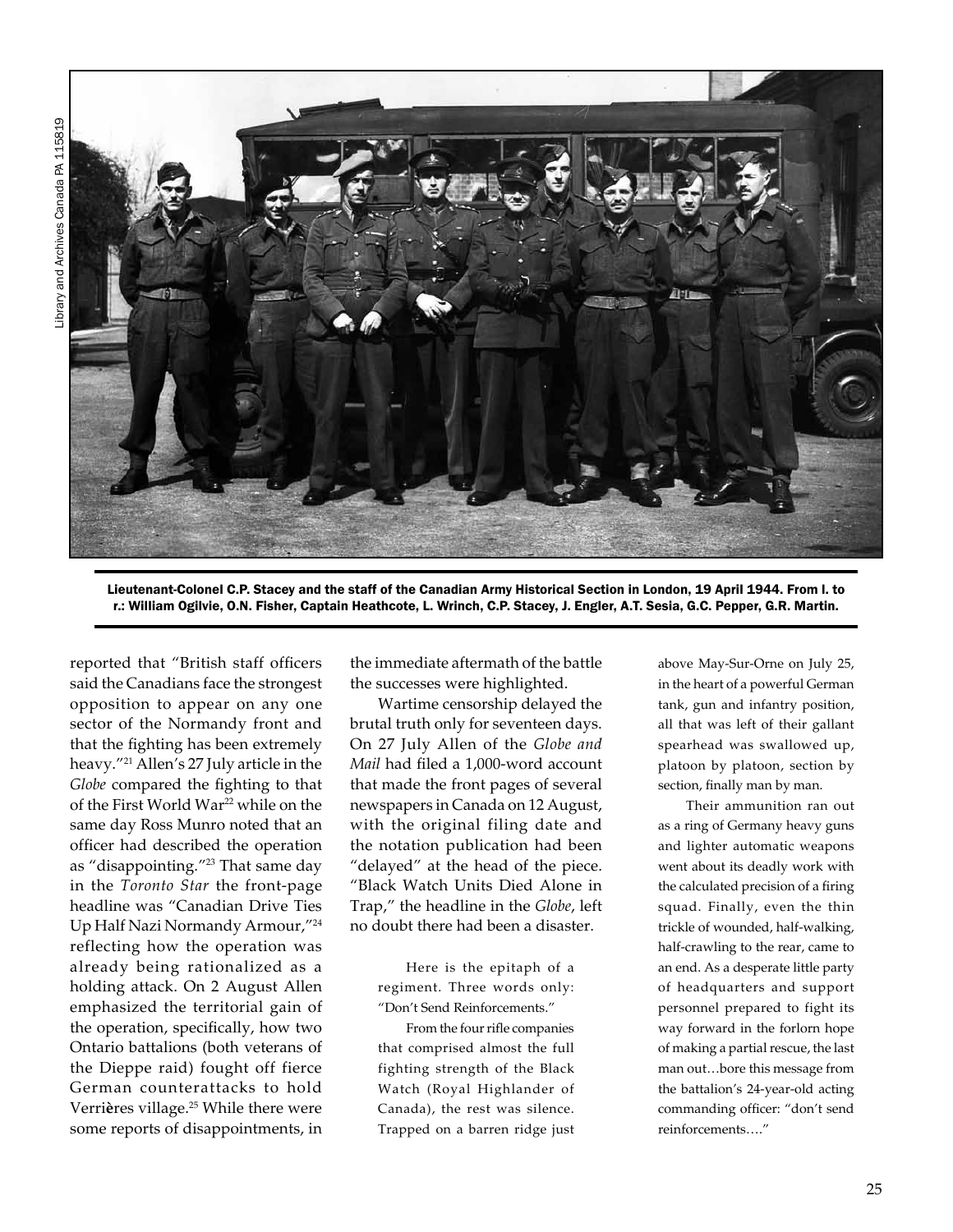Library and Archives Canada PA 115819

Lieutenant-Colonel C.P. Stacey and the staff of the Canadian Army Historical Section in London, 19 April 1944. From l. to r.: William Ogilvie, O.N. Fisher, Captain Heathcote, L. Wrinch, C.P. Stacey, J. Engler, A.T. Sesia, G.C. Pepper, G.R. Martin.

reported that "British staff officers said the Canadians face the strongest opposition to appear on any one sector of the Normandy front and that the fighting has been extremely heavy."[21] Allen's 27 July article in the *Globe* compared the fighting to that of the First World War[22] while on the same day Ross Munro noted that an officer had described the operation as "disappointing."[23] That same day in the *Toronto Star* the front-page headline was "Canadian Drive Ties Up Half Nazi Normandy Armour,"[24] reflecting how the operation was already being rationalized as a holding attack. On 2 August Allen emphasized the territorial gain of the operation, specifically, how two Ontario battalions (both veterans of the Dieppe raid) fought off fierce German counterattacks to hold Verrières village.[25] While there were some reports of disappointments, in the immediate aftermath of the battle the successes were highlighted.

Wartime censorship delayed the brutal truth only for seventeen days. On 27 July Allen of the *Globe and Mail* had filed a 1,000-word account that made the front pages of several newspapers in Canada on 12 August, with the original filing date and the notation publication had been "delayed" at the head of the piece. "Black Watch Units Died Alone in Trap," the headline in the *Globe*, left no doubt there had been a disaster.

> Here is the epitaph of a regiment. Three words only: "Don't Send Reinforcements."
>
> From the four rifle companies that comprised almost the full fighting strength of the Black Watch (Royal Highlander of Canada), the rest was silence. Trapped on a barren ridge just above May-Sur-Orne on July 25, in the heart of a powerful German tank, gun and infantry position, all that was left of their gallant spearhead was swallowed up, platoon by platoon, section by section, finally man by man.
>
> Their ammunition ran out as a ring of Germany heavy guns and lighter automatic weapons went about its deadly work with the calculated precision of a firing squad. Finally, even the thin trickle of wounded, half-walking, half-crawling to the rear, came to an end. As a desperate little party of headquarters and support personnel prepared to fight its way forward in the forlorn hope of making a partial rescue, the last man out…bore this message from the battalion's 24-year-old acting commanding officer: "don't send reinforcements…."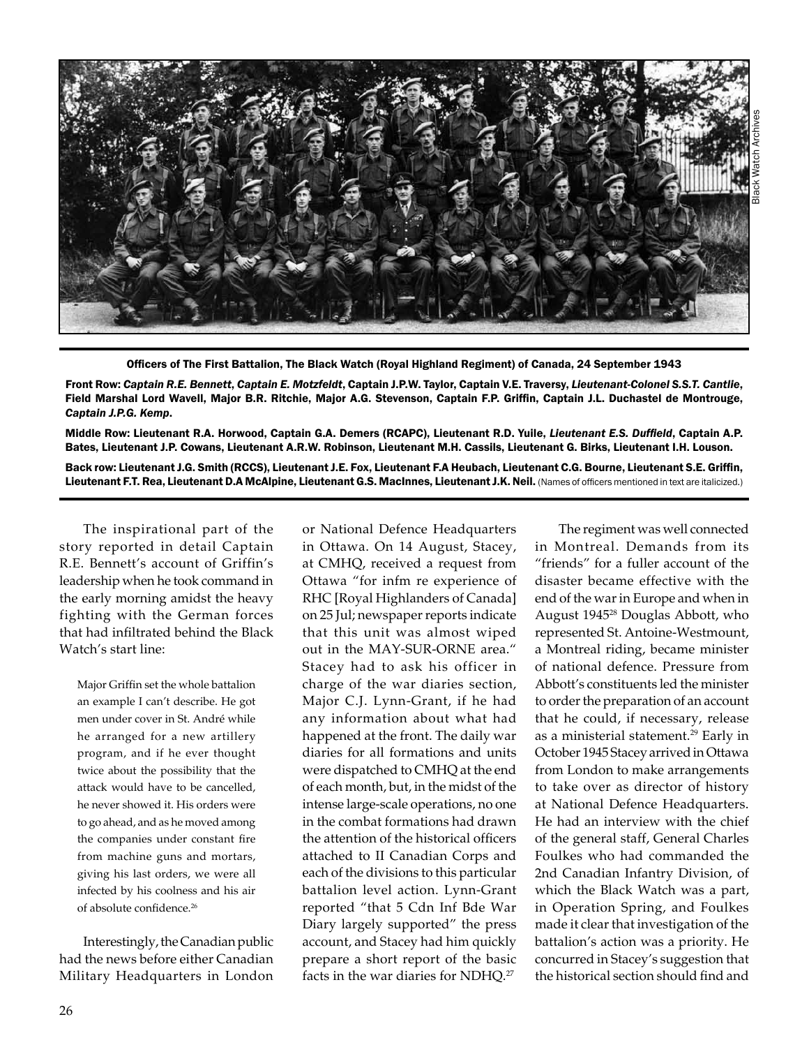Officers of The First Battalion, The Black Watch (Royal Highland Regiment) of Canada, 24 September 1943

Front Row: *Captain R.E. Bennett*, *Captain E. Motzfeldt*, Captain J.P.W. Taylor, Captain V.E. Traversy, *Lieutenant-Colonel S.S.T. Cantlie*, Field Marshal Lord Wavell, Major B.R. Ritchie, Major A.G. Stevenson, Captain F.P. Griffin, Captain J.L. Duchastel de Montrouge, *Captain J.P.G. Kemp*.

Middle Row: Lieutenant R.A. Horwood, Captain G.A. Demers (RCAPC), Lieutenant R.D. Yuile, *Lieutenant E.S. Duffield*, Captain A.P. Bates, Lieutenant J.P. Cowans, Lieutenant A.R.W. Robinson, Lieutenant M.H. Cassils, Lieutenant G. Birks, Lieutenant I.H. Louson.

Back row: Lieutenant J.G. Smith (RCCS), Lieutenant J.E. Fox, Lieutenant F.A Heubach, Lieutenant C.G. Bourne, Lieutenant S.E. Griffin, Lieutenant F.T. Rea, Lieutenant D.A McAlpine, Lieutenant G.S. MacInnes, Lieutenant J.K. Neil. (Names of officers mentioned in text are italicized.)

The inspirational part of the story reported in detail Captain R.E. Bennett's account of Griffin's leadership when he took command in the early morning amidst the heavy fighting with the German forces that had infiltrated behind the Black Watch's start line:

> Major Griffin set the whole battalion an example I can't describe. He got men under cover in St. André while he arranged for a new artillery program, and if he ever thought twice about the possibility that the attack would have to be cancelled, he never showed it. His orders were to go ahead, and as he moved among the companies under constant fire from machine guns and mortars, giving his last orders, we were all infected by his coolness and his air of absolute confidence.[26]

Interestingly, the Canadian public had the news before either Canadian Military Headquarters in London or National Defence Headquarters in Ottawa. On 14 August, Stacey, at CMHQ, received a request from Ottawa "for infm re experience of RHC [Royal Highlanders of Canada] on 25 Jul; newspaper reports indicate that this unit was almost wiped out in the MAY-SUR-ORNE area." Stacey had to ask his officer in charge of the war diaries section, Major C.J. Lynn-Grant, if he had any information about what had happened at the front. The daily war diaries for all formations and units were dispatched to CMHQ at the end of each month, but, in the midst of the intense large-scale operations, no one in the combat formations had drawn the attention of the historical officers attached to II Canadian Corps and each of the divisions to this particular battalion level action. Lynn-Grant reported "that 5 Cdn Inf Bde War Diary largely supported" the press account, and Stacey had him quickly prepare a short report of the basic facts in the war diaries for NDHQ.[27]

The regiment was well connected in Montreal. Demands from its "friends" for a fuller account of the disaster became effective with the end of the war in Europe and when in August 1945[28] Douglas Abbott, who represented St. Antoine-Westmount, a Montreal riding, became minister of national defence. Pressure from Abbott's constituents led the minister to order the preparation of an account that he could, if necessary, release as a ministerial statement.[29] Early in October 1945 Stacey arrived in Ottawa from London to make arrangements to take over as director of history at National Defence Headquarters. He had an interview with the chief of the general staff, General Charles Foulkes who had commanded the 2nd Canadian Infantry Division, of which the Black Watch was a part, in Operation Spring, and Foulkes made it clear that investigation of the battalion's action was a priority. He concurred in Stacey's suggestion that the historical section should find and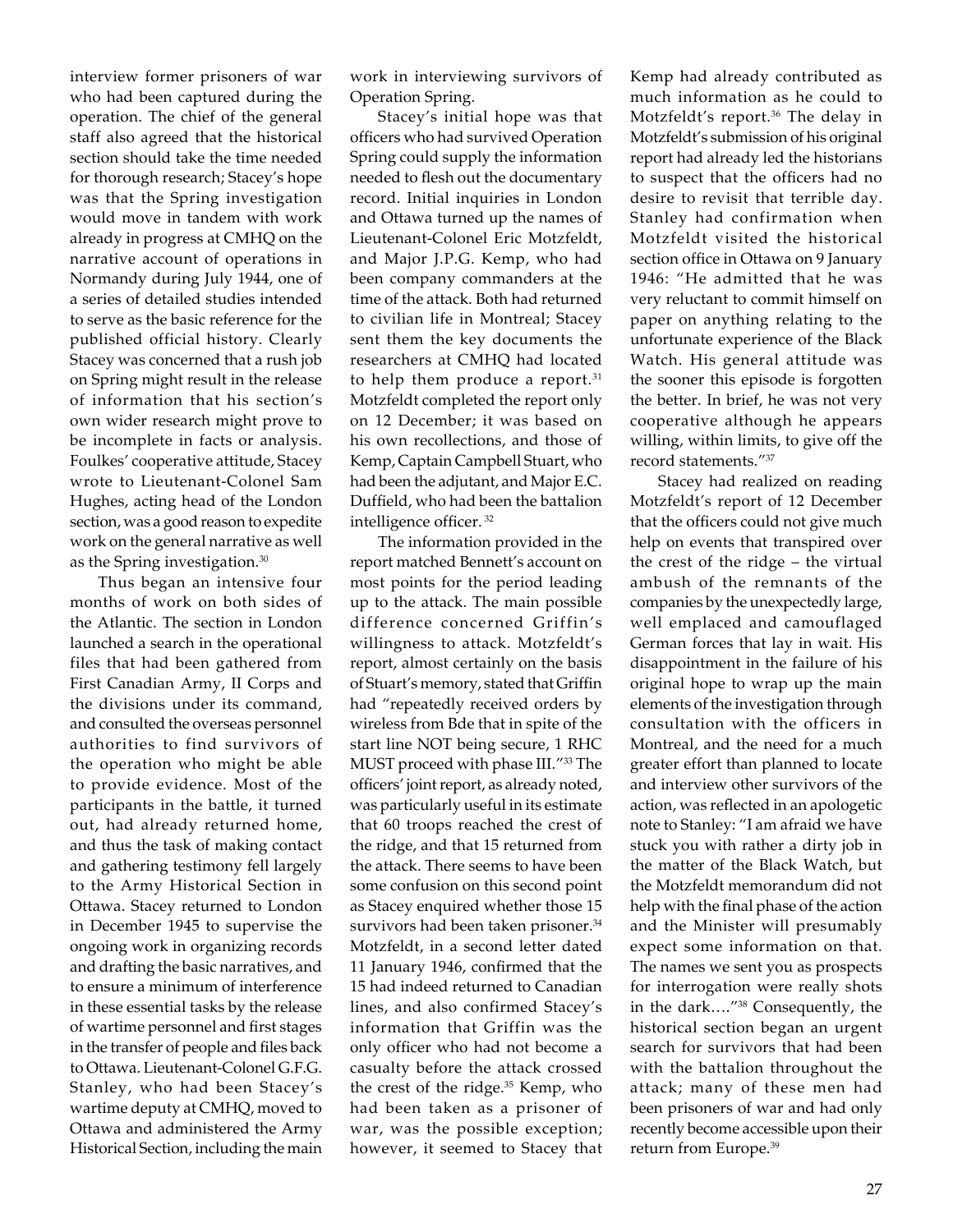interview former prisoners of war who had been captured during the operation. The chief of the general staff also agreed that the historical section should take the time needed for thorough research; Stacey's hope was that the Spring investigation would move in tandem with work already in progress at CMHQ on the narrative account of operations in Normandy during July 1944, one of a series of detailed studies intended to serve as the basic reference for the published official history. Clearly Stacey was concerned that a rush job on Spring might result in the release of information that his section's own wider research might prove to be incomplete in facts or analysis. Foulkes' cooperative attitude, Stacey wrote to Lieutenant-Colonel Sam Hughes, acting head of the London section, was a good reason to expedite work on the general narrative as well as the Spring investigation.[30]

Thus began an intensive four months of work on both sides of the Atlantic. The section in London launched a search in the operational files that had been gathered from First Canadian Army, II Corps and the divisions under its command, and consulted the overseas personnel authorities to find survivors of the operation who might be able to provide evidence. Most of the participants in the battle, it turned out, had already returned home, and thus the task of making contact and gathering testimony fell largely to the Army Historical Section in Ottawa. Stacey returned to London in December 1945 to supervise the ongoing work in organizing records and drafting the basic narratives, and to ensure a minimum of interference in these essential tasks by the release of wartime personnel and first stages in the transfer of people and files back to Ottawa. Lieutenant-Colonel G.F.G. Stanley, who had been Stacey's wartime deputy at CMHQ, moved to Ottawa and administered the Army Historical Section, including the main work in interviewing survivors of Operation Spring.

Stacey's initial hope was that officers who had survived Operation Spring could supply the information needed to flesh out the documentary record. Initial inquiries in London and Ottawa turned up the names of Lieutenant-Colonel Eric Motzfeldt, and Major J.P.G. Kemp, who had been company commanders at the time of the attack. Both had returned to civilian life in Montreal; Stacey sent them the key documents the researchers at CMHQ had located to help them produce a report.[31] Motzfeldt completed the report only on 12 December; it was based on his own recollections, and those of Kemp, Captain Campbell Stuart, who had been the adjutant, and Major E.C. Duffield, who had been the battalion intelligence officer.[32]

The information provided in the report matched Bennett's account on most points for the period leading up to the attack. The main possible difference concerned Griffin's willingness to attack. Motzfeldt's report, almost certainly on the basis of Stuart's memory, stated that Griffin had "repeatedly received orders by wireless from Bde that in spite of the start line NOT being secure, 1 RHC MUST proceed with phase III."[33] The officers' joint report, as already noted, was particularly useful in its estimate that 60 troops reached the crest of the ridge, and that 15 returned from the attack. There seems to have been some confusion on this second point as Stacey enquired whether those 15 survivors had been taken prisoner.[34] Motzfeldt, in a second letter dated 11 January 1946, confirmed that the 15 had indeed returned to Canadian lines, and also confirmed Stacey's information that Griffin was the only officer who had not become a casualty before the attack crossed the crest of the ridge.[35] Kemp, who had been taken as a prisoner of war, was the possible exception; however, it seemed to Stacey that Kemp had already contributed as much information as he could to Motzfeldt's report.[36] The delay in Motzfeldt's submission of his original report had already led the historians to suspect that the officers had no desire to revisit that terrible day. Stanley had confirmation when Motzfeldt visited the historical section office in Ottawa on 9 January 1946: "He admitted that he was very reluctant to commit himself on paper on anything relating to the unfortunate experience of the Black Watch. His general attitude was the sooner this episode is forgotten the better. In brief, he was not very cooperative although he appears willing, within limits, to give off the record statements."[37]

Stacey had realized on reading Motzfeldt's report of 12 December that the officers could not give much help on events that transpired over the crest of the ridge – the virtual ambush of the remnants of the companies by the unexpectedly large, well emplaced and camouflaged German forces that lay in wait. His disappointment in the failure of his original hope to wrap up the main elements of the investigation through consultation with the officers in Montreal, and the need for a much greater effort than planned to locate and interview other survivors of the action, was reflected in an apologetic note to Stanley: "I am afraid we have stuck you with rather a dirty job in the matter of the Black Watch, but the Motzfeldt memorandum did not help with the final phase of the action and the Minister will presumably expect some information on that. The names we sent you as prospects for interrogation were really shots in the dark…."[38] Consequently, the historical section began an urgent search for survivors that had been with the battalion throughout the attack; many of these men had been prisoners of war and had only recently become accessible upon their return from Europe.[39]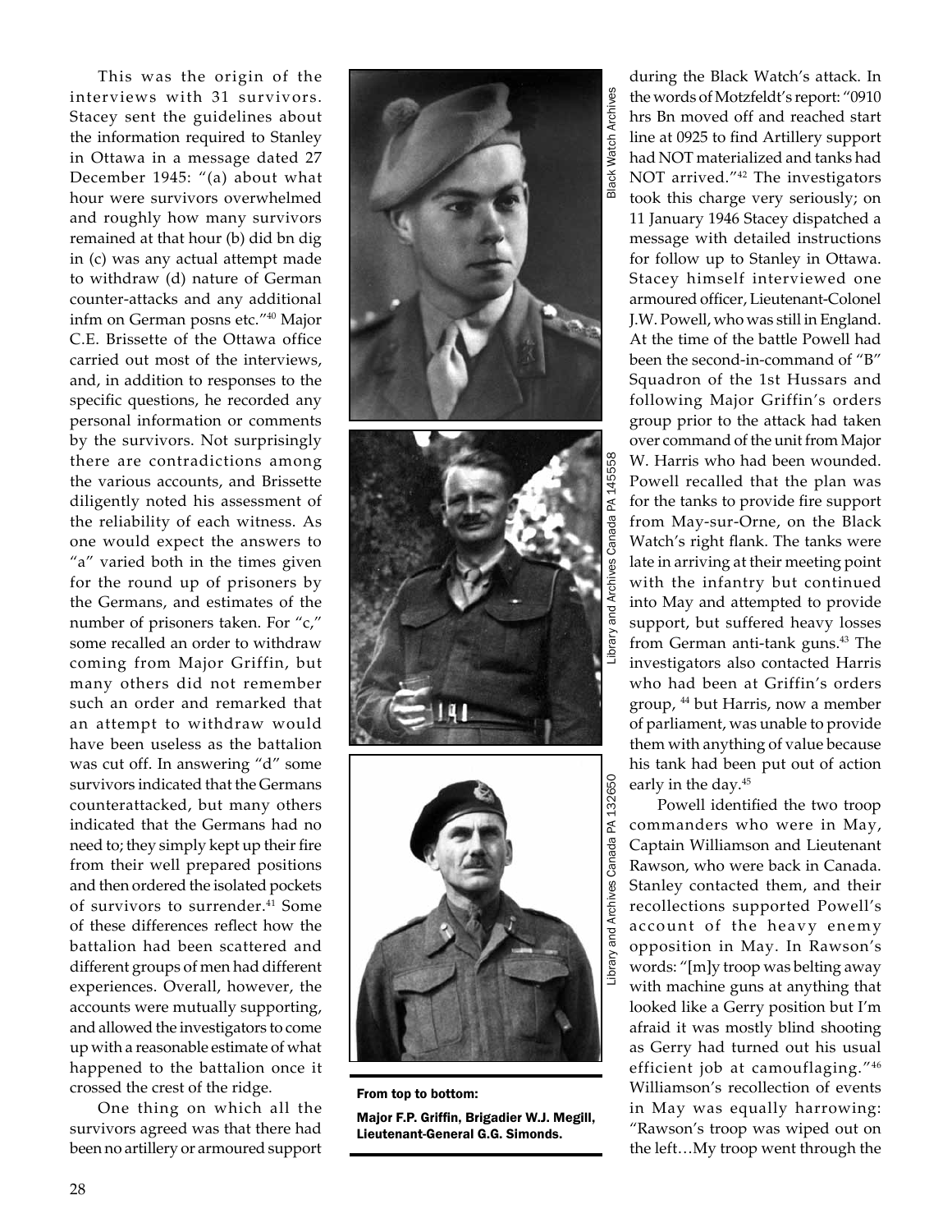This was the origin of the interviews with 31 survivors. Stacey sent the guidelines about the information required to Stanley in Ottawa in a message dated 27 December 1945: "(a) about what hour were survivors overwhelmed and roughly how many survivors remained at that hour (b) did bn dig in (c) was any actual attempt made to withdraw (d) nature of German counter-attacks and any additional infm on German posns etc."[40] Major C.E. Brissette of the Ottawa office carried out most of the interviews, and, in addition to responses to the specific questions, he recorded any personal information or comments by the survivors. Not surprisingly there are contradictions among the various accounts, and Brissette diligently noted his assessment of the reliability of each witness. As one would expect the answers to "a" varied both in the times given for the round up of prisoners by the Germans, and estimates of the number of prisoners taken. For "c," some recalled an order to withdraw coming from Major Griffin, but many others did not remember such an order and remarked that an attempt to withdraw would have been useless as the battalion was cut off. In answering "d" some survivors indicated that the Germans counterattacked, but many others indicated that the Germans had no need to; they simply kept up their fire from their well prepared positions and then ordered the isolated pockets of survivors to surrender.[41] Some of these differences reflect how the battalion had been scattered and different groups of men had different experiences. Overall, however, the accounts were mutually supporting, and allowed the investigators to come up with a reasonable estimate of what happened to the battalion once it crossed the crest of the ridge.

One thing on which all the survivors agreed was that there had been no artillery or armoured support during the Black Watch's attack. In the words of Motzfeldt's report: "0910 hrs Bn moved off and reached start line at 0925 to find Artillery support had NOT materialized and tanks had NOT arrived."[42] The investigators took this charge very seriously; on 11 January 1946 Stacey dispatched a message with detailed instructions for follow up to Stanley in Ottawa. Stacey himself interviewed one armoured officer, Lieutenant-Colonel J.W. Powell, who was still in England. At the time of the battle Powell had been the second-in-command of "B" Squadron of the 1st Hussars and following Major Griffin's orders group prior to the attack had taken over command of the unit from Major W. Harris who had been wounded. Powell recalled that the plan was for the tanks to provide fire support from May-sur-Orne, on the Black Watch's right flank. The tanks were late in arriving at their meeting point with the infantry but continued into May and attempted to provide support, but suffered heavy losses from German anti-tank guns.[43] The investigators also contacted Harris who had been at Griffin's orders group, [44] but Harris, now a member of parliament, was unable to provide them with anything of value because his tank had been put out of action early in the day.[45]

Powell identified the two troop commanders who were in May, Captain Williamson and Lieutenant Rawson, who were back in Canada. Stanley contacted them, and their recollections supported Powell's account of the heavy enemy opposition in May. In Rawson's words: "[m]y troop was belting away with machine guns at anything that looked like a Gerry position but I'm afraid it was mostly blind shooting as Gerry had turned out his usual efficient job at camouflaging."[46] Williamson's recollection of events in May was equally harrowing: "Rawson's troop was wiped out on the left…My troop went through the

Black Watch Archives

Library and Archives Canada PA 145558

Library and Archives Canada PA 132650

**From top to bottom:**

**Major F.P. Griffin, Brigadier W.J. Megill, Lieutenant-General G.G. Simonds.**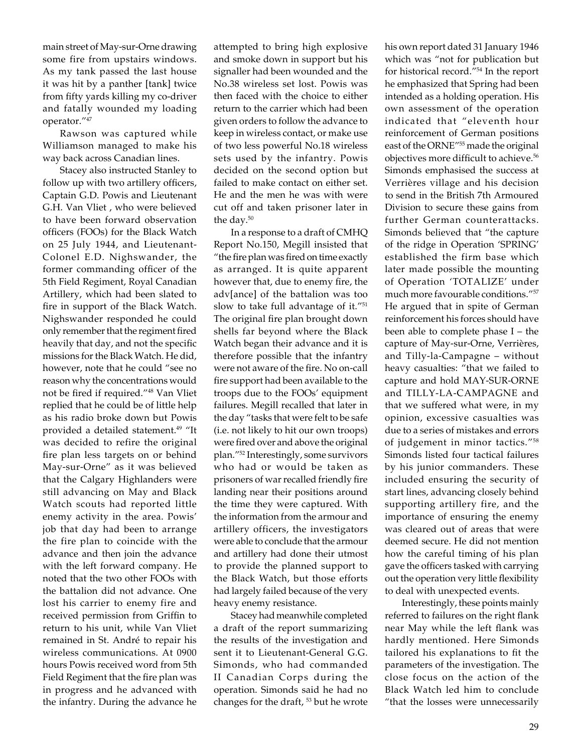main street of May-sur-Orne drawing some fire from upstairs windows. As my tank passed the last house it was hit by a panther [tank] twice from fifty yards killing my co-driver and fatally wounded my loading operator."[47]

Rawson was captured while Williamson managed to make his way back across Canadian lines.

Stacey also instructed Stanley to follow up with two artillery officers, Captain G.D. Powis and Lieutenant G.H. Van Vliet , who were believed to have been forward observation officers (FOOs) for the Black Watch on 25 July 1944, and Lieutenant-Colonel E.D. Nighswander, the former commanding officer of the 5th Field Regiment, Royal Canadian Artillery, which had been slated to fire in support of the Black Watch. Nighswander responded he could only remember that the regiment fired heavily that day, and not the specific missions for the Black Watch. He did, however, note that he could "see no reason why the concentrations would not be fired if required."[48] Van Vliet replied that he could be of little help as his radio broke down but Powis provided a detailed statement.[49] "It was decided to refire the original fire plan less targets on or behind May-sur-Orne" as it was believed that the Calgary Highlanders were still advancing on May and Black Watch scouts had reported little enemy activity in the area. Powis' job that day had been to arrange the fire plan to coincide with the advance and then join the advance with the left forward company. He noted that the two other FOOs with the battalion did not advance. One lost his carrier to enemy fire and received permission from Griffin to return to his unit, while Van Vliet remained in St. André to repair his wireless communications. At 0900 hours Powis received word from 5th Field Regiment that the fire plan was in progress and he advanced with the infantry. During the advance he attempted to bring high explosive and smoke down in support but his signaller had been wounded and the No.38 wireless set lost. Powis was then faced with the choice to either return to the carrier which had been given orders to follow the advance to keep in wireless contact, or make use of two less powerful No.18 wireless sets used by the infantry. Powis decided on the second option but failed to make contact on either set. He and the men he was with were cut off and taken prisoner later in the day.[50]

In a response to a draft of CMHQ Report No.150, Megill insisted that "the fire plan was fired on time exactly as arranged. It is quite apparent however that, due to enemy fire, the adv[ance] of the battalion was too slow to take full advantage of it."[51] The original fire plan brought down shells far beyond where the Black Watch began their advance and it is therefore possible that the infantry were not aware of the fire. No on-call fire support had been available to the troops due to the FOOs' equipment failures. Megill recalled that later in the day "tasks that were felt to be safe (i.e. not likely to hit our own troops) were fired over and above the original plan."[52] Interestingly, some survivors who had or would be taken as prisoners of war recalled friendly fire landing near their positions around the time they were captured. With the information from the armour and artillery officers, the investigators were able to conclude that the armour and artillery had done their utmost to provide the planned support to the Black Watch, but those efforts had largely failed because of the very heavy enemy resistance.

Stacey had meanwhile completed a draft of the report summarizing the results of the investigation and sent it to Lieutenant-General G.G. Simonds, who had commanded II Canadian Corps during the operation. Simonds said he had no changes for the draft, [53] but he wrote his own report dated 31 January 1946 which was "not for publication but for historical record."[54] In the report he emphasized that Spring had been intended as a holding operation. His own assessment of the operation indicated that "eleventh hour reinforcement of German positions east of the ORNE"[55] made the original objectives more difficult to achieve.[56] Simonds emphasised the success at Verrières village and his decision to send in the British 7th Armoured Division to secure these gains from further German counterattacks. Simonds believed that "the capture of the ridge in Operation 'SPRING' established the firm base which later made possible the mounting of Operation 'TOTALIZE' under much more favourable conditions."[57] He argued that in spite of German reinforcement his forces should have been able to complete phase I – the capture of May-sur-Orne, Verrières, and Tilly-la-Campagne – without heavy casualties: "that we failed to capture and hold MAY-SUR-ORNE and TILLY-LA-CAMPAGNE and that we suffered what were, in my opinion, excessive casualties was due to a series of mistakes and errors of judgement in minor tactics."[58] Simonds listed four tactical failures by his junior commanders. These included ensuring the security of start lines, advancing closely behind supporting artillery fire, and the importance of ensuring the enemy was cleared out of areas that were deemed secure. He did not mention how the careful timing of his plan gave the officers tasked with carrying out the operation very little flexibility to deal with unexpected events.

Interestingly, these points mainly referred to failures on the right flank near May while the left flank was hardly mentioned. Here Simonds tailored his explanations to fit the parameters of the investigation. The close focus on the action of the Black Watch led him to conclude "that the losses were unnecessarily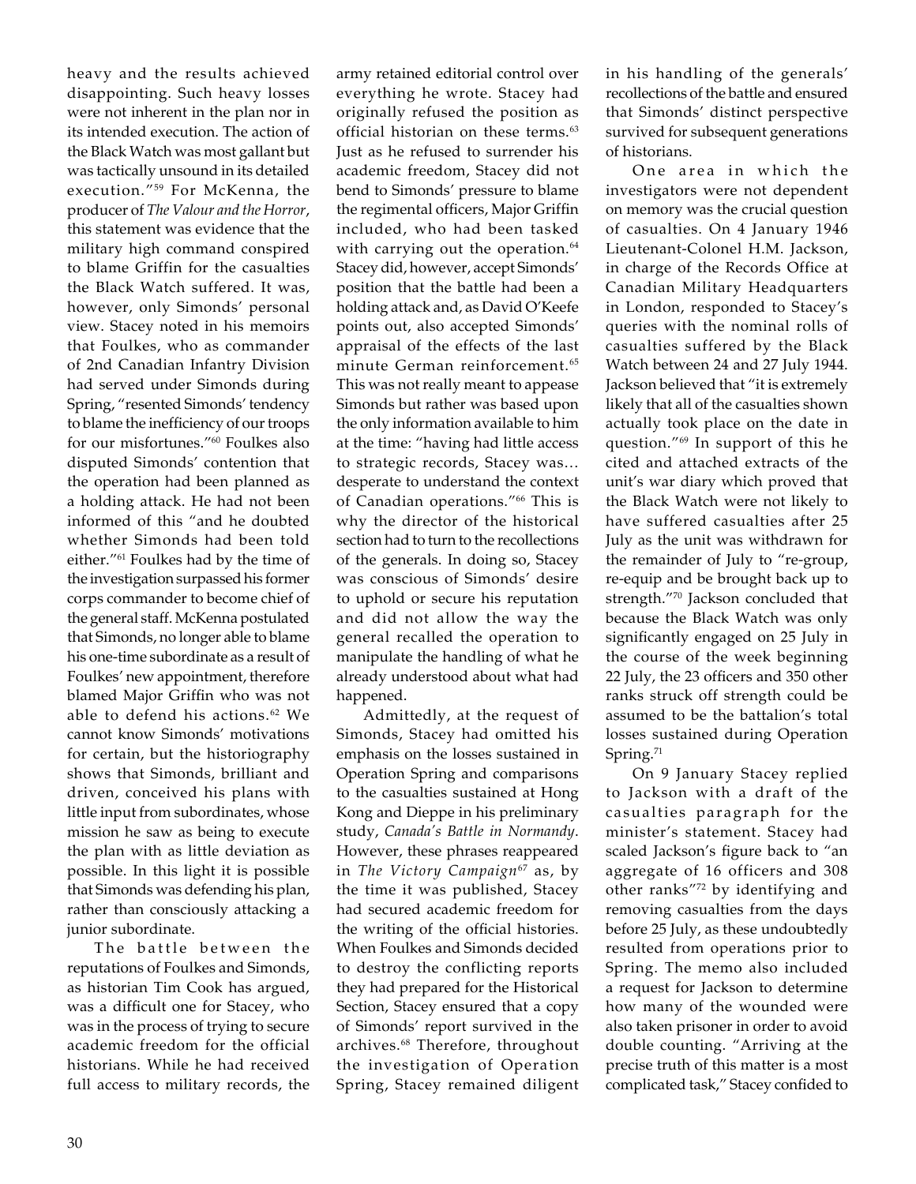heavy and the results achieved disappointing. Such heavy losses were not inherent in the plan nor in its intended execution. The action of the Black Watch was most gallant but was tactically unsound in its detailed execution."[59] For McKenna, the producer of *The Valour and the Horror*, this statement was evidence that the military high command conspired to blame Griffin for the casualties the Black Watch suffered. It was, however, only Simonds' personal view. Stacey noted in his memoirs that Foulkes, who as commander of 2nd Canadian Infantry Division had served under Simonds during Spring, "resented Simonds' tendency to blame the inefficiency of our troops for our misfortunes."[60] Foulkes also disputed Simonds' contention that the operation had been planned as a holding attack. He had not been informed of this "and he doubted whether Simonds had been told either."[61] Foulkes had by the time of the investigation surpassed his former corps commander to become chief of the general staff. McKenna postulated that Simonds, no longer able to blame his one-time subordinate as a result of Foulkes' new appointment, therefore blamed Major Griffin who was not able to defend his actions.[62] We cannot know Simonds' motivations for certain, but the historiography shows that Simonds, brilliant and driven, conceived his plans with little input from subordinates, whose mission he saw as being to execute the plan with as little deviation as possible. In this light it is possible that Simonds was defending his plan, rather than consciously attacking a junior subordinate.

The battle between the reputations of Foulkes and Simonds, as historian Tim Cook has argued, was a difficult one for Stacey, who was in the process of trying to secure academic freedom for the official historians. While he had received full access to military records, the army retained editorial control over everything he wrote. Stacey had originally refused the position as official historian on these terms.[63] Just as he refused to surrender his academic freedom, Stacey did not bend to Simonds' pressure to blame the regimental officers, Major Griffin included, who had been tasked with carrying out the operation.[64] Stacey did, however, accept Simonds' position that the battle had been a holding attack and, as David O'Keefe points out, also accepted Simonds' appraisal of the effects of the last minute German reinforcement.[65] This was not really meant to appease Simonds but rather was based upon the only information available to him at the time: "having had little access to strategic records, Stacey was… desperate to understand the context of Canadian operations."[66] This is why the director of the historical section had to turn to the recollections of the generals. In doing so, Stacey was conscious of Simonds' desire to uphold or secure his reputation and did not allow the way the general recalled the operation to manipulate the handling of what he already understood about what had happened.

Admittedly, at the request of Simonds, Stacey had omitted his emphasis on the losses sustained in Operation Spring and comparisons to the casualties sustained at Hong Kong and Dieppe in his preliminary study, *Canada's Battle in Normandy*. However, these phrases reappeared in *The Victory Campaign*[67] as, by the time it was published, Stacey had secured academic freedom for the writing of the official histories. When Foulkes and Simonds decided to destroy the conflicting reports they had prepared for the Historical Section, Stacey ensured that a copy of Simonds' report survived in the archives.[68] Therefore, throughout the investigation of Operation Spring, Stacey remained diligent in his handling of the generals' recollections of the battle and ensured that Simonds' distinct perspective survived for subsequent generations of historians.

One area in which the investigators were not dependent on memory was the crucial question of casualties. On 4 January 1946 Lieutenant-Colonel H.M. Jackson, in charge of the Records Office at Canadian Military Headquarters in London, responded to Stacey's queries with the nominal rolls of casualties suffered by the Black Watch between 24 and 27 July 1944. Jackson believed that "it is extremely likely that all of the casualties shown actually took place on the date in question."[69] In support of this he cited and attached extracts of the unit's war diary which proved that the Black Watch were not likely to have suffered casualties after 25 July as the unit was withdrawn for the remainder of July to "re-group, re-equip and be brought back up to strength."[70] Jackson concluded that because the Black Watch was only significantly engaged on 25 July in the course of the week beginning 22 July, the 23 officers and 350 other ranks struck off strength could be assumed to be the battalion's total losses sustained during Operation Spring.[71]

On 9 January Stacey replied to Jackson with a draft of the casualties paragraph for the minister's statement. Stacey had scaled Jackson's figure back to "an aggregate of 16 officers and 308 other ranks"[72] by identifying and removing casualties from the days before 25 July, as these undoubtedly resulted from operations prior to Spring. The memo also included a request for Jackson to determine how many of the wounded were also taken prisoner in order to avoid double counting. "Arriving at the precise truth of this matter is a most complicated task," Stacey confided to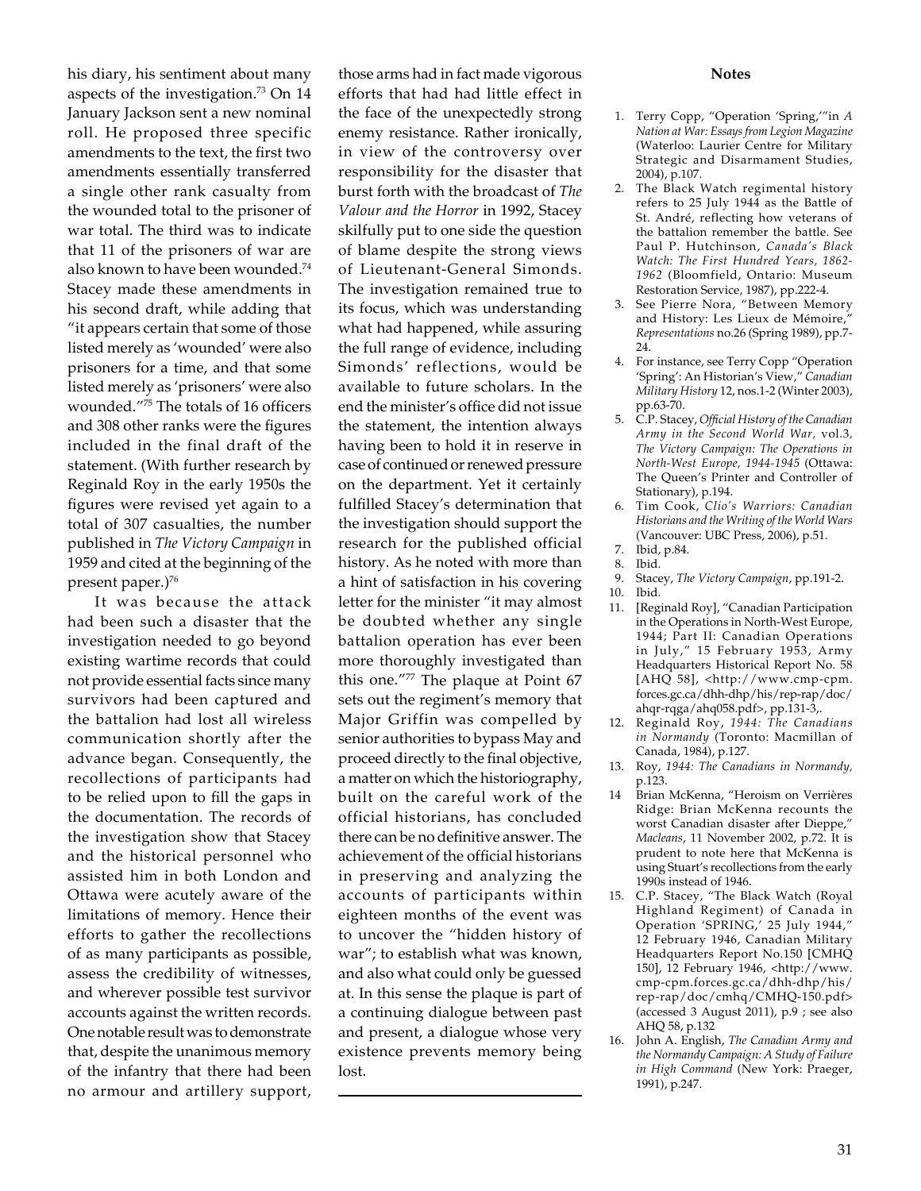his diary, his sentiment about many aspects of the investigation.[73] On 14 January Jackson sent a new nominal roll. He proposed three specific amendments to the text, the first two amendments essentially transferred a single other rank casualty from the wounded total to the prisoner of war total. The third was to indicate that 11 of the prisoners of war are also known to have been wounded.[74] Stacey made these amendments in his second draft, while adding that "it appears certain that some of those listed merely as 'wounded' were also prisoners for a time, and that some listed merely as 'prisoners' were also wounded."[75] The totals of 16 officers and 308 other ranks were the figures included in the final draft of the statement. (With further research by Reginald Roy in the early 1950s the figures were revised yet again to a total of 307 casualties, the number published in *The Victory Campaign* in 1959 and cited at the beginning of the present paper.)[76]

It was because the attack had been such a disaster that the investigation needed to go beyond existing wartime records that could not provide essential facts since many survivors had been captured and the battalion had lost all wireless communication shortly after the advance began. Consequently, the recollections of participants had to be relied upon to fill the gaps in the documentation. The records of the investigation show that Stacey and the historical personnel who assisted him in both London and Ottawa were acutely aware of the limitations of memory. Hence their efforts to gather the recollections of as many participants as possible, assess the credibility of witnesses, and wherever possible test survivor accounts against the written records. One notable result was to demonstrate that, despite the unanimous memory of the infantry that there had been no armour and artillery support, those arms had in fact made vigorous efforts that had had little effect in the face of the unexpectedly strong enemy resistance. Rather ironically, in view of the controversy over responsibility for the disaster that burst forth with the broadcast of *The Valour and the Horror* in 1992, Stacey skilfully put to one side the question of blame despite the strong views of Lieutenant-General Simonds. The investigation remained true to its focus, which was understanding what had happened, while assuring the full range of evidence, including Simonds' reflections, would be available to future scholars. In the end the minister's office did not issue the statement, the intention always having been to hold it in reserve in case of continued or renewed pressure on the department. Yet it certainly fulfilled Stacey's determination that the investigation should support the research for the published official history. As he noted with more than a hint of satisfaction in his covering letter for the minister "it may almost be doubted whether any single battalion operation has ever been more thoroughly investigated than this one."[77] The plaque at Point 67 sets out the regiment's memory that Major Griffin was compelled by senior authorities to bypass May and proceed directly to the final objective, a matter on which the historiography, built on the careful work of the official historians, has concluded there can be no definitive answer. The achievement of the official historians in preserving and analyzing the accounts of participants within eighteen months of the event was to uncover the "hidden history of war"; to establish what was known, and also what could only be guessed at. In this sense the plaque is part of a continuing dialogue between past and present, a dialogue whose very existence prevents memory being lost.

## Notes

1. Terry Copp, "Operation 'Spring,'"in *A Nation at War: Essays from Legion Magazine* (Waterloo: Laurier Centre for Military Strategic and Disarmament Studies, 2004), p.107.
2. The Black Watch regimental history refers to 25 July 1944 as the Battle of St. André, reflecting how veterans of the battalion remember the battle. See Paul P. Hutchinson, *Canada's Black Watch: The First Hundred Years, 1862-1962* (Bloomfield, Ontario: Museum Restoration Service, 1987), pp.222-4.
3. See Pierre Nora, "Between Memory and History: Les Lieux de Mémoire," *Representations* no.26 (Spring 1989), pp.7-24.
4. For instance, see Terry Copp "Operation 'Spring': An Historian's View," *Canadian Military History* 12, nos.1-2 (Winter 2003), pp.63-70.
5. C.P. Stacey, *Official History of the Canadian Army in the Second World War,* vol.3, *The Victory Campaign: The Operations in North-West Europe, 1944-1945* (Ottawa: The Queen's Printer and Controller of Stationery), p.194.
6. Tim Cook, *Clio's Warriors: Canadian Historians and the Writing of the World Wars* (Vancouver: UBC Press, 2006), p.51.
7. Ibid, p.84.
8. Ibid.
9. Stacey, *The Victory Campaign*, pp.191-2.
10. Ibid.
11. [Reginald Roy], "Canadian Participation in the Operations in North-West Europe, 1944; Part II: Canadian Operations in July," 15 February 1953, Army Headquarters Historical Report No. 58 [AHQ 58], <http://www.cmp-cpm.forces.gc.ca/dhh-dhp/his/rep-rap/doc/ahqr-rqga/ahq058.pdf>, pp.131-3,.
12. Reginald Roy, *1944: The Canadians in Normandy* (Toronto: Macmillan of Canada, 1984), p.127.
13. Roy, *1944: The Canadians in Normandy,* p.123.
14. Brian McKenna, "Heroism on Verrières Ridge: Brian McKenna recounts the worst Canadian disaster after Dieppe," *Macleans*, 11 November 2002, p.72. It is prudent to note here that McKenna is using Stuart's recollections from the early 1990s instead of 1946.
15. C.P. Stacey, "The Black Watch (Royal Highland Regiment) of Canada in Operation 'SPRING,' 25 July 1944," 12 February 1946, Canadian Military Headquarters Report No.150 [CMHQ 150], 12 February 1946, <http://www.cmp-cpm.forces.gc.ca/dhh-dhp/his/rep-rap/doc/cmhq/CMHQ-150.pdf> (accessed 3 August 2011), p.9 ; see also AHQ 58, p.132
16. John A. English, *The Canadian Army and the Normandy Campaign: A Study of Failure in High Command* (New York: Praeger, 1991), p.247.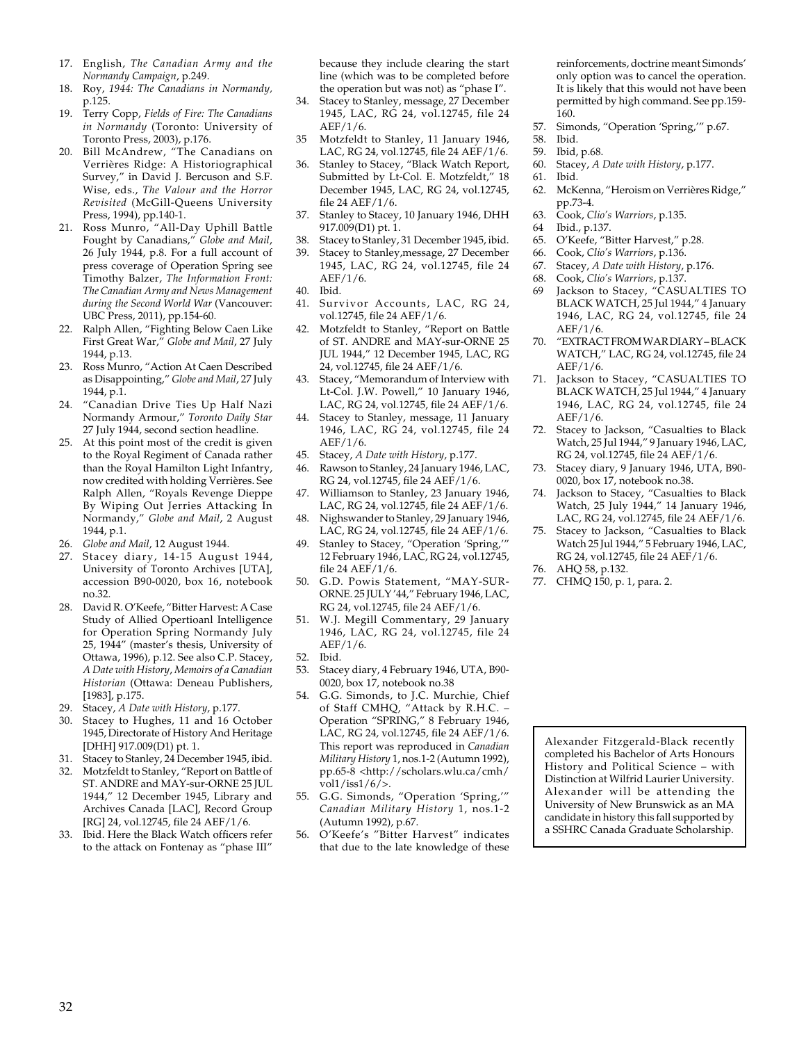17. English, *The Canadian Army and the Normandy Campaign*, p.249.
18. Roy, *1944: The Canadians in Normandy*, p.125.
19. Terry Copp, *Fields of Fire: The Canadians in Normandy* (Toronto: University of Toronto Press, 2003), p.176.
20. Bill McAndrew, "The Canadians on Verrières Ridge: A Historiographical Survey," in David J. Bercuson and S.F. Wise, eds., *The Valour and the Horror Revisited* (McGill-Queens University Press, 1994), pp.140-1.
21. Ross Munro, "All-Day Uphill Battle Fought by Canadians," *Globe and Mail*, 26 July 1944, p.8. For a full account of press coverage of Operation Spring see Timothy Balzer, *The Information Front: The Canadian Army and News Management during the Second World War* (Vancouver: UBC Press, 2011), pp.154-60.
22. Ralph Allen, "Fighting Below Caen Like First Great War," *Globe and Mail*, 27 July 1944, p.13.
23. Ross Munro, "Action At Caen Described as Disappointing," *Globe and Mail*, 27 July 1944, p.1.
24. "Canadian Drive Ties Up Half Nazi Normandy Armour," *Toronto Daily Star* 27 July 1944, second section headline.
25. At this point most of the credit is given to the Royal Regiment of Canada rather than the Royal Hamilton Light Infantry, now credited with holding Verrières. See Ralph Allen, "Royals Revenge Dieppe By Wiping Out Jerries Attacking In Normandy," *Globe and Mail*, 2 August 1944, p.1.
26. *Globe and Mail*, 12 August 1944.
27. Stacey diary, 14-15 August 1944, University of Toronto Archives [UTA], accession B90-0020, box 16, notebook no.32.
28. David R. O'Keefe, "Bitter Harvest: A Case Study of Allied Opertioanl Intelligence for Operation Spring Normandy July 25, 1944" (master's thesis, University of Ottawa, 1996), p.12. See also C.P. Stacey, *A Date with History, Memoirs of a Canadian Historian* (Ottawa: Deneau Publishers, [1983], p.175.
29. Stacey, *A Date with History*, p.177.
30. Stacey to Hughes, 11 and 16 October 1945, Directorate of History And Heritage [DHH] 917.009(D1) pt. 1.
31. Stacey to Stanley, 24 December 1945, ibid.
32. Motzfeldt to Stanley, "Report on Battle of ST. ANDRE and MAY-sur-ORNE 25 JUL 1944," 12 December 1945, Library and Archives Canada [LAC], Record Group [RG] 24, vol.12745, file 24 AEF/1/6.
33. Ibid. Here the Black Watch officers refer to the attack on Fontenay as "phase III" because they include clearing the start line (which was to be completed before the operation but was not) as "phase I".
34. Stacey to Stanley, message, 27 December 1945, LAC, RG 24, vol.12745, file 24 AEF/1/6.
35. Motzfeldt to Stanley, 11 January 1946, LAC, RG 24, vol.12745, file 24 AEF/1/6.
36. Stanley to Stacey, "Black Watch Report, Submitted by Lt-Col. E. Motzfeldt," 18 December 1945, LAC, RG 24, vol.12745, file 24 AEF/1/6.
37. Stanley to Stacey, 10 January 1946, DHH 917.009(D1) pt. 1.
38. Stacey to Stanley, 31 December 1945, ibid.
39. Stacey to Stanley,message, 27 December 1945, LAC, RG 24, vol.12745, file 24 AEF/1/6.
40. Ibid.
41. Survivor Accounts, LAC, RG 24, vol.12745, file 24 AEF/1/6.
42. Motzfeldt to Stanley, "Report on Battle of ST. ANDRE and MAY-sur-ORNE 25 JUL 1944," 12 December 1945, LAC, RG 24, vol.12745, file 24 AEF/1/6.
43. Stacey, "Memorandum of Interview with Lt-Col. J.W. Powell," 10 January 1946, LAC, RG 24, vol.12745, file 24 AEF/1/6.
44. Stacey to Stanley, message, 11 January 1946, LAC, RG 24, vol.12745, file 24 AEF/1/6.
45. Stacey, *A Date with History*, p.177.
46. Rawson to Stanley, 24 January 1946, LAC, RG 24, vol.12745, file 24 AEF/1/6.
47. Williamson to Stanley, 23 January 1946, LAC, RG 24, vol.12745, file 24 AEF/1/6.
48. Nighswander to Stanley, 29 January 1946, LAC, RG 24, vol.12745, file 24 AEF/1/6.
49. Stanley to Stacey, "Operation 'Spring,'" 12 February 1946, LAC, RG 24, vol.12745, file 24 AEF/1/6.
50. G.D. Powis Statement, "MAY-SUR-ORNE. 25 JULY '44," February 1946, LAC, RG 24, vol.12745, file 24 AEF/1/6.
51. W.J. Megill Commentary, 29 January 1946, LAC, RG 24, vol.12745, file 24 AEF/1/6.
52. Ibid.
53. Stacey diary, 4 February 1946, UTA, B90-0020, box 17, notebook no.38
54. G.G. Simonds, to J.C. Murchie, Chief of Staff CMHQ, "Attack by R.H.C. – Operation "SPRING," 8 February 1946, LAC, RG 24, vol.12745, file 24 AEF/1/6. This report was reproduced in *Canadian Military History* 1, nos.1-2 (Autumn 1992), pp.65-8 <http://scholars.wlu.ca/cmh/vol1/iss1/6/>.
55. G.G. Simonds, "Operation 'Spring,'" *Canadian Military History* 1, nos.1-2 (Autumn 1992), p.67.
56. O'Keefe's "Bitter Harvest" indicates that due to the late knowledge of these reinforcements, doctrine meant Simonds' only option was to cancel the operation. It is likely that this would not have been permitted by high command. See pp.159-160.
57. Simonds, "Operation 'Spring,'" p.67.
58. Ibid.
59. Ibid, p.68.
60. Stacey, *A Date with History*, p.177.
61. Ibid.
62. McKenna, "Heroism on Verrières Ridge," pp.73-4.
63. Cook, *Clio's Warriors*, p.135.
64. Ibid., p.137.
65. O'Keefe, "Bitter Harvest," p.28.
66. Cook, *Clio's Warriors*, p.136.
67. Stacey, *A Date with History*, p.176.
68. Cook, *Clio's Warriors*, p.137.
69. Jackson to Stacey, "CASUALTIES TO BLACK WATCH, 25 Jul 1944," 4 January 1946, LAC, RG 24, vol.12745, file 24 AEF/1/6.
70. "EXTRACT FROM WAR DIARY – BLACK WATCH," LAC, RG 24, vol.12745, file 24 AEF/1/6.
71. Jackson to Stacey, "CASUALTIES TO BLACK WATCH, 25 Jul 1944," 4 January 1946, LAC, RG 24, vol.12745, file 24 AEF/1/6.
72. Stacey to Jackson, "Casualties to Black Watch, 25 Jul 1944," 9 January 1946, LAC, RG 24, vol.12745, file 24 AEF/1/6.
73. Stacey diary, 9 January 1946, UTA, B90-0020, box 17, notebook no.38.
74. Jackson to Stacey, "Casualties to Black Watch, 25 July 1944," 14 January 1946, LAC, RG 24, vol.12745, file 24 AEF/1/6.
75. Stacey to Jackson, "Casualties to Black Watch 25 Jul 1944," 5 February 1946, LAC, RG 24, vol.12745, file 24 AEF/1/6.
76. AHQ 58, p.132.
77. CHMQ 150, p. 1, para. 2.

Alexander Fitzgerald-Black recently completed his Bachelor of Arts Honours History and Political Science – with Distinction at Wilfrid Laurier University. Alexander will be attending the University of New Brunswick as an MA candidate in history this fall supported by a SSHRC Canada Graduate Scholarship.